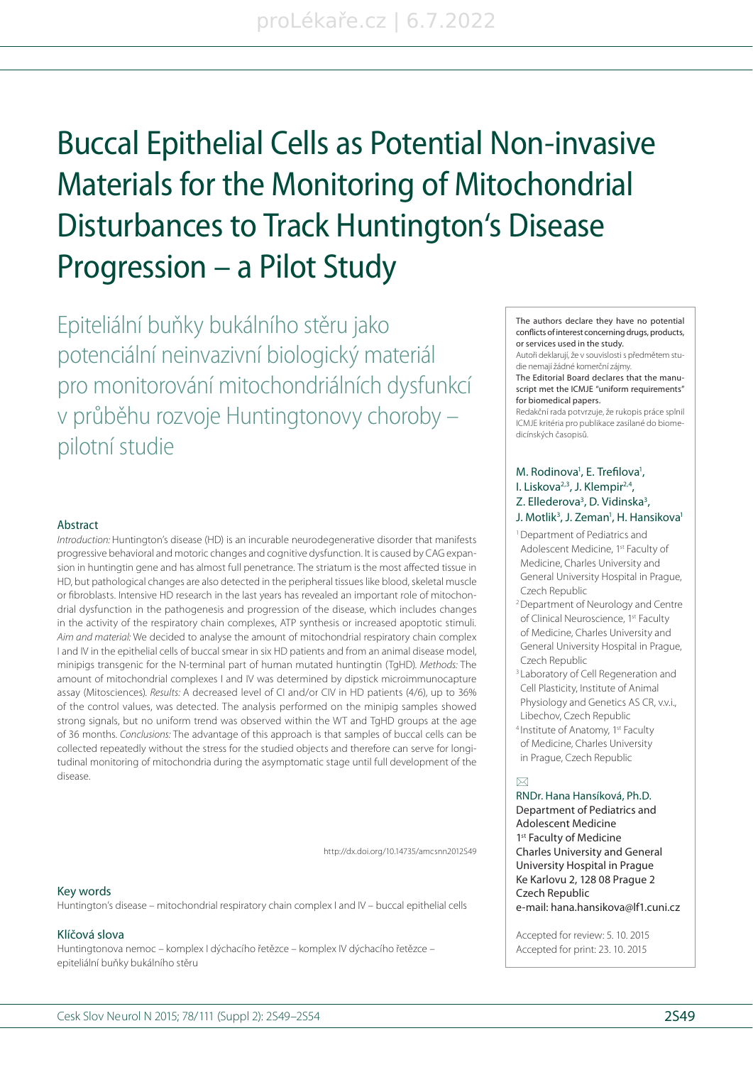# Buccal Epithelial Cells as Potential Non-invasive Materials for the Monitoring of Mitochondrial Disturbances to Track Huntington's Disease Progression – a Pilot Study

## Epiteliální buňky bukálního stěru jako potenciální neinvazivní biologický materiál pro monitorování mitochondriálních dysfunkcí v průběhu rozvoje Huntingtonovy choroby – pilotní studie

### Abstract

*Introduction:* Huntington's disease (HD) is an incurable neurodegenerative disorder that manifests progressive behavioral and motoric changes and cognitive dysfunction. It is caused by CAG expansion in huntingtin gene and has almost full penetrance. The striatum is the most affected tissue in HD, but pathological changes are also detected in the peripheral tissues like blood, skeletal muscle or fibroblasts. Intensive HD research in the last years has revealed an important role of mitochondrial dysfunction in the pathogenesis and progression of the disease, which includes changes in the activity of the respiratory chain complexes, ATP synthesis or increased apoptotic stimuli. *Aim and material:* We decided to analyse the amount of mitochondrial respiratory chain complex I and IV in the epithelial cells of buccal smear in six HD patients and from an animal disease model, minipigs transgenic for the N-terminal part of human mutated huntingtin (TgHD). *Methods:* The amount of mitochondrial complexes I and IV was determined by dipstick microimmunocapture assay (Mitosciences). *Results:* A decreased level of CI and/or CIV in HD patients (4/6), up to 36% of the control values, was detected. The analysis performed on the minipig samples showed strong signals, but no uniform trend was observed within the WT and TgHD groups at the age of 36 months. *Conclusions:* The advantage of this approach is that samples of buccal cells can be collected repeatedly without the stress for the studied objects and therefore can serve for longitudinal monitoring of mitochondria during the asymptomatic stage until full development of the disease.

http://dx.doi.org/10.14735/amcsnn2012S49

### Key words

Huntington's disease – mitochondrial respiratory chain complex I and IV – buccal epithelial cells

### Klíčová slova

Huntingtonova nemoc – komplex I dýchacího řetězce – komplex IV dýchacího řetězce – epiteliální buňky bukálního stěru

The authors declare they have no potential conflicts of interest concerning drugs, products, or services used in the study.

Autoři deklarují, že v souvislosti s předmětem studie nemají žádné komerční zájmy.

The Editorial Board declares that the manuscript met the ICMJE "uniform requirements" for biomedical papers.

Redakční rada potvrzuje, že rukopis práce splnil ICMJE kritéria pro publikace zasílané do biomedicínských časopisů.

M. Rodinova[1], E. Trefilova[1], I. Liskova[2,3], J. Klempir[2,4], Z. Ellederova[3], D. Vidinska[3], J. Motlik[3], J. Zeman[1], H. Hansikova[1]

[1] Department of Pediatrics and Adolescent Medicine, 1st Faculty of Medicine, Charles University and General University Hospital in Prague, Czech Republic

[2] Department of Neurology and Centre of Clinical Neuroscience, 1st Faculty of Medicine, Charles University and General University Hospital in Prague, Czech Republic

[3] Laboratory of Cell Regeneration and Cell Plasticity, Institute of Animal Physiology and Genetics AS CR, v.v.i., Libechov, Czech Republic

[4] Institute of Anatomy, 1st Faculty of Medicine, Charles University in Prague, Czech Republic

✉

RNDr. Hana Hansíková, Ph.D.
Department of Pediatrics and Adolescent Medicine
1st Faculty of Medicine
Charles University and General University Hospital in Prague
Ke Karlovu 2, 128 08 Prague 2
Czech Republic
e-mail: hana.hansikova@lf1.cuni.cz

Accepted for review: 5. 10. 2015
Accepted for print: 23. 10. 2015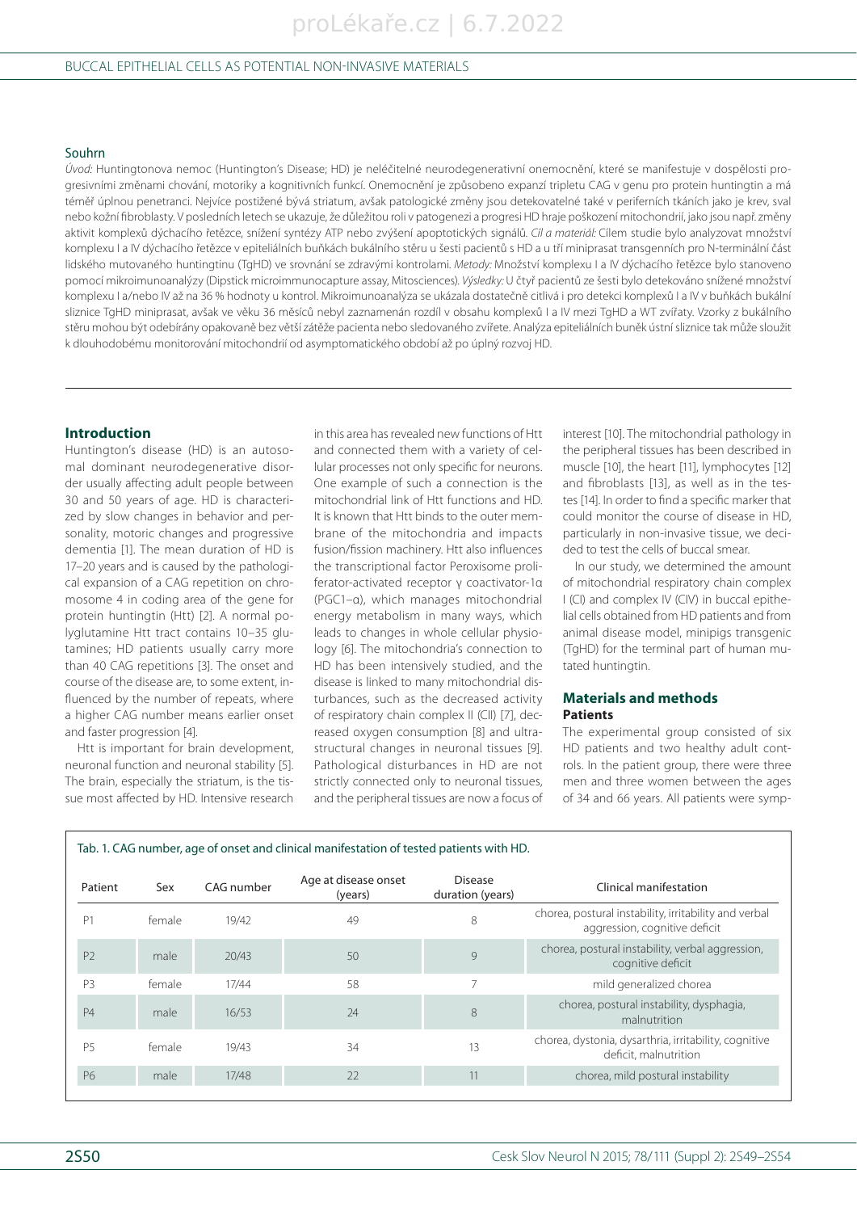## Souhrn

*Úvod:* Huntingtonova nemoc (Huntington's Disease; HD) je neléčitelné neurodegenerativní onemocnění, které se manifestuje v dospělosti progresivními změnami chování, motoriky a kognitivních funkcí. Onemocnění je způsobeno expanzí tripletu CAG v genu pro protein huntingtin a má téměř úplnou penetranci. Nejvíce postižené bývá striatum, avšak patologické změny jsou detekovatelné také v periferních tkáních jako je krev, sval nebo kožní fibroblasty. V posledních letech se ukazuje, že důležitou roli v patogenezi a progresi HD hraje poškození mitochondrií, jako jsou např. změny aktivit komplexů dýchacího řetězce, snížení syntézy ATP nebo zvýšení apoptotických signálů. *Cíl a materiál:* Cílem studie bylo analyzovat množství komplexu I a IV dýchacího řetězce v epiteliálních buňkách bukálního stěru u šesti pacientů s HD a u tří miniprasat transgenních pro N-terminální část lidského mutovaného huntingtinu (TgHD) ve srovnání se zdravými kontrolami. *Metody:* Množství komplexu I a IV dýchacího řetězce bylo stanoveno pomocí mikroimunoanalýzy (Dipstick microimmunocapture assay, Mitosciences). *Výsledky:* U čtyř pacientů ze šesti bylo detekováno snížené množství komplexu I a/nebo IV až na 36 % hodnoty u kontrol. Mikroimunoanalýza se ukázala dostatečně citlivá i pro detekci komplexů I a IV v buňkách bukální sliznice TgHD miniprasat, avšak ve věku 36 měsíců nebyl zaznamenán rozdíl v obsahu komplexů I a IV mezi TgHD a WT zvířaty. Vzorky z bukálního stěru mohou být odebírány opakovaně bez větší zátěže pacienta nebo sledovaného zvířete. Analýza epiteliálních buněk ústní sliznice tak může sloužit k dlouhodobému monitorování mitochondrií od asymptomatického období až po úplný rozvoj HD.

## Introduction

Huntington's disease (HD) is an autosomal dominant neurodegenerative disorder usually affecting adult people between 30 and 50 years of age. HD is characterized by slow changes in behavior and personality, motoric changes and progressive dementia [1]. The mean duration of HD is 17–20 years and is caused by the pathological expansion of a CAG repetition on chromosome 4 in coding area of the gene for protein huntingtin (Htt) [2]. A normal polyglutamine Htt tract contains 10–35 glutamines; HD patients usually carry more than 40 CAG repetitions [3]. The onset and course of the disease are, to some extent, influenced by the number of repeats, where a higher CAG number means earlier onset and faster progression [4].

Htt is important for brain development, neuronal function and neuronal stability [5]. The brain, especially the striatum, is the tissue most affected by HD. Intensive research in this area has revealed new functions of Htt and connected them with a variety of cellular processes not only specific for neurons. One example of such a connection is the mitochondrial link of Htt functions and HD. It is known that Htt binds to the outer membrane of the mitochondria and impacts fusion/fission machinery. Htt also influences the transcriptional factor Peroxisome proliferator-activated receptor γ coactivator-1α (PGC1–α), which manages mitochondrial energy metabolism in many ways, which leads to changes in whole cellular physiology [6]. The mitochondria's connection to HD has been intensively studied, and the disease is linked to many mitochondrial disturbances, such as the decreased activity of respiratory chain complex II (CII) [7], decreased oxygen consumption [8] and ultrastructural changes in neuronal tissues [9]. Pathological disturbances in HD are not strictly connected only to neuronal tissues, and the peripheral tissues are now a focus of interest [10]. The mitochondrial pathology in the peripheral tissues has been described in muscle [10], the heart [11], lymphocytes [12] and fibroblasts [13], as well as in the testes [14]. In order to find a specific marker that could monitor the course of disease in HD, particularly in non-invasive tissue, we decided to test the cells of buccal smear.

In our study, we determined the amount of mitochondrial respiratory chain complex I (CI) and complex IV (CIV) in buccal epithelial cells obtained from HD patients and from animal disease model, minipigs transgenic (TgHD) for the terminal part of human mutated huntingtin.

## Materials and methods

### Patients

The experimental group consisted of six HD patients and two healthy adult controls. In the patient group, there were three men and three women between the ages of 34 and 66 years. All patients were symp-

Tab. 1. CAG number, age of onset and clinical manifestation of tested patients with HD.

| Patient | Sex | CAG number | Age at disease onset (years) | Disease duration (years) | Clinical manifestation |
|---|---|---|---|---|---|
| P1 | female | 19/42 | 49 | 8 | chorea, postural instability, irritability and verbal aggression, cognitive deficit |
| P2 | male | 20/43 | 50 | 9 | chorea, postural instability, verbal aggression, cognitive deficit |
| P3 | female | 17/44 | 58 | 7 | mild generalized chorea |
| P4 | male | 16/53 | 24 | 8 | chorea, postural instability, dysphagia, malnutrition |
| P5 | female | 19/43 | 34 | 13 | chorea, dystonia, dysarthria, irritability, cognitive deficit, malnutrition |
| P6 | male | 17/48 | 22 | 11 | chorea, mild postural instability |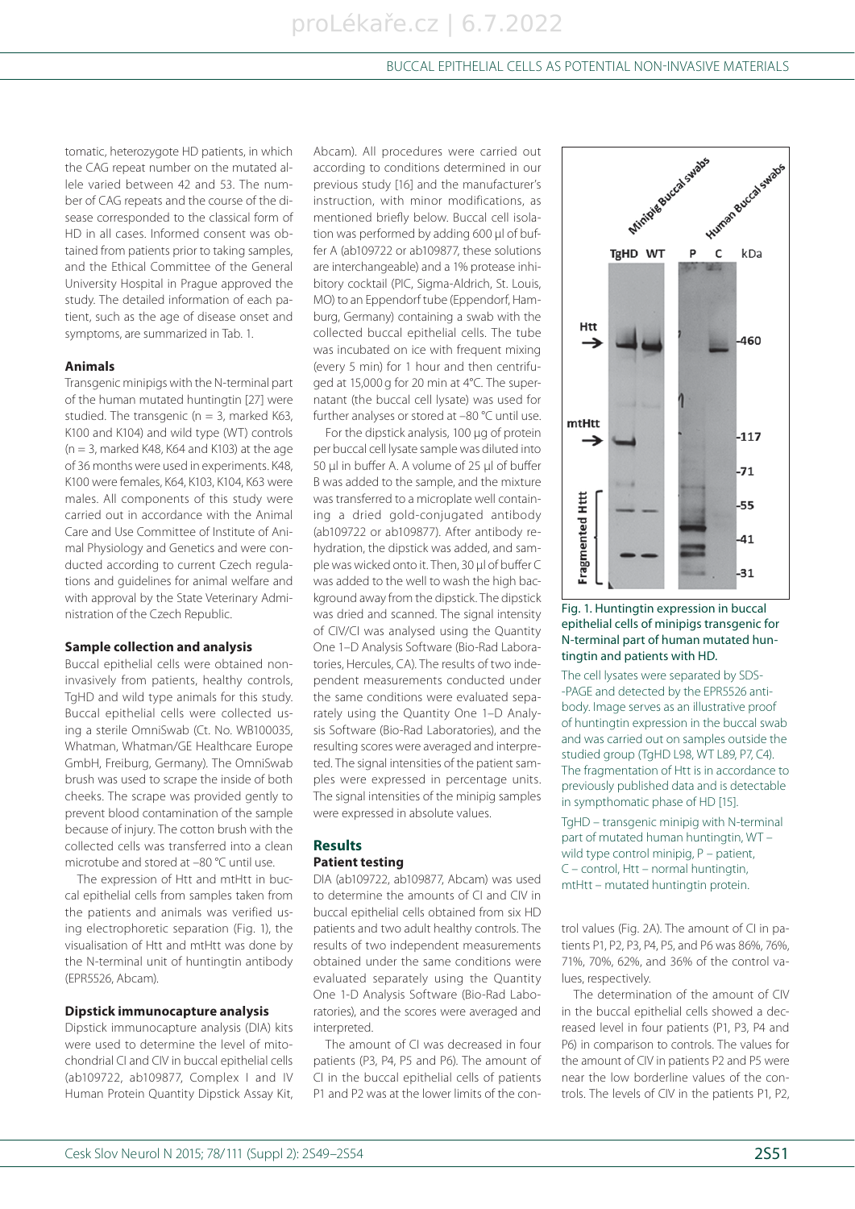tomatic, heterozygote HD patients, in which the CAG repeat number on the mutated allele varied between 42 and 53. The number of CAG repeats and the course of the disease corresponded to the classical form of HD in all cases. Informed consent was obtained from patients prior to taking samples, and the Ethical Committee of the General University Hospital in Prague approved the study. The detailed information of each patient, such as the age of disease onset and symptoms, are summarized in Tab. 1.

#### Animals

Transgenic minipigs with the N-terminal part of the human mutated huntingtin [27] were studied. The transgenic (n = 3, marked K63, K100 and K104) and wild type (WT) controls (n = 3, marked K48, K64 and K103) at the age of 36 months were used in experiments. K48, K100 were females, K64, K103, K104, K63 were males. All components of this study were carried out in accordance with the Animal Care and Use Committee of Institute of Animal Physiology and Genetics and were conducted according to current Czech regulations and guidelines for animal welfare and with approval by the State Veterinary Administration of the Czech Republic.

#### Sample collection and analysis

Buccal epithelial cells were obtained non-invasively from patients, healthy controls, TgHD and wild type animals for this study. Buccal epithelial cells were collected using a sterile OmniSwab (Ct. No. WB100035, Whatman, Whatman/GE Healthcare Europe GmbH, Freiburg, Germany). The OmniSwab brush was used to scrape the inside of both cheeks. The scrape was provided gently to prevent blood contamination of the sample because of injury. The cotton brush with the collected cells was transferred into a clean microtube and stored at −80 °C until use.

The expression of Htt and mtHtt in buccal epithelial cells from samples taken from the patients and animals was verified using electrophoretic separation (Fig. 1), the visualisation of Htt and mtHtt was done by the N-terminal unit of huntingtin antibody (EPR5526, Abcam).

#### Dipstick immunocapture analysis

Dipstick immunocapture analysis (DIA) kits were used to determine the level of mitochondrial CI and CIV in buccal epithelial cells (ab109722, ab109877, Complex I and IV Human Protein Quantity Dipstick Assay Kit, Abcam). All procedures were carried out according to conditions determined in our previous study [16] and the manufacturer's instruction, with minor modifications, as mentioned briefly below. Buccal cell isolation was performed by adding 600 μl of buffer A (ab109722 or ab109877, these solutions are interchangeable) and a 1% protease inhibitory cocktail (PIC, Sigma-Aldrich, St. Louis, MO) to an Eppendorf tube (Eppendorf, Hamburg, Germany) containing a swab with the collected buccal epithelial cells. The tube was incubated on ice with frequent mixing (every 5 min) for 1 hour and then centrifuged at 15,000 g for 20 min at 4°C. The supernatant (the buccal cell lysate) was used for further analyses or stored at −80 °C until use.

For the dipstick analysis, 100 μg of protein per buccal cell lysate sample was diluted into 50 μl in buffer A. A volume of 25 μl of buffer B was added to the sample, and the mixture was transferred to a microplate well containing a dried gold-conjugated antibody (ab109722 or ab109877). After antibody rehydration, the dipstick was added, and sample was wicked onto it. Then, 30 μl of buffer C was added to the well to wash the high background away from the dipstick. The dipstick was dried and scanned. The signal intensity of CIV/CI was analysed using the Quantity One 1–D Analysis Software (Bio-Rad Laboratories, Hercules, CA). The results of two independent measurements conducted under the same conditions were evaluated separately using the Quantity One 1–D Analysis Software (Bio-Rad Laboratories), and the resulting scores were averaged and interpreted. The signal intensities of the patient samples were expressed in percentage units. The signal intensities of the minipig samples were expressed in absolute values.

## Results

#### Patient testing

DIA (ab109722, ab109877, Abcam) was used to determine the amounts of CI and CIV in buccal epithelial cells obtained from six HD patients and two adult healthy controls. The results of two independent measurements obtained under the same conditions were evaluated separately using the Quantity One 1-D Analysis Software (Bio-Rad Laboratories), and the scores were averaged and interpreted.

The amount of CI was decreased in four patients (P3, P4, P5 and P6). The amount of CI in the buccal epithelial cells of patients P1 and P2 was at the lower limits of the control values (Fig. 2A). The amount of CI in patients P1, P2, P3, P4, P5, and P6 was 86%, 76%, 71%, 70%, 62%, and 36% of the control values, respectively.

The determination of the amount of CIV in the buccal epithelial cells showed a decreased level in four patients (P1, P3, P4 and P6) in comparison to controls. The values for the amount of CIV in patients P2 and P5 were near the low borderline values of the controls. The levels of CIV in the patients P1, P2,

Fig. 1. Huntingtin expression in buccal epithelial cells of minipigs transgenic for N-terminal part of human mutated huntingtin and patients with HD.

The cell lysates were separated by SDS-PAGE and detected by the EPR5526 antibody. Image serves as an illustrative proof of huntingtin expression in the buccal swab and was carried out on samples outside the studied group (TgHD L98, WT L89, P7, C4). The fragmentation of Htt is in accordance to previously published data and is detectable in sympthomatic phase of HD [15].

TgHD – transgenic minipig with N-terminal part of mutated human huntingtin, WT – wild type control minipig, P – patient, C – control, Htt – normal huntingtin, mtHtt – mutated huntingtin protein.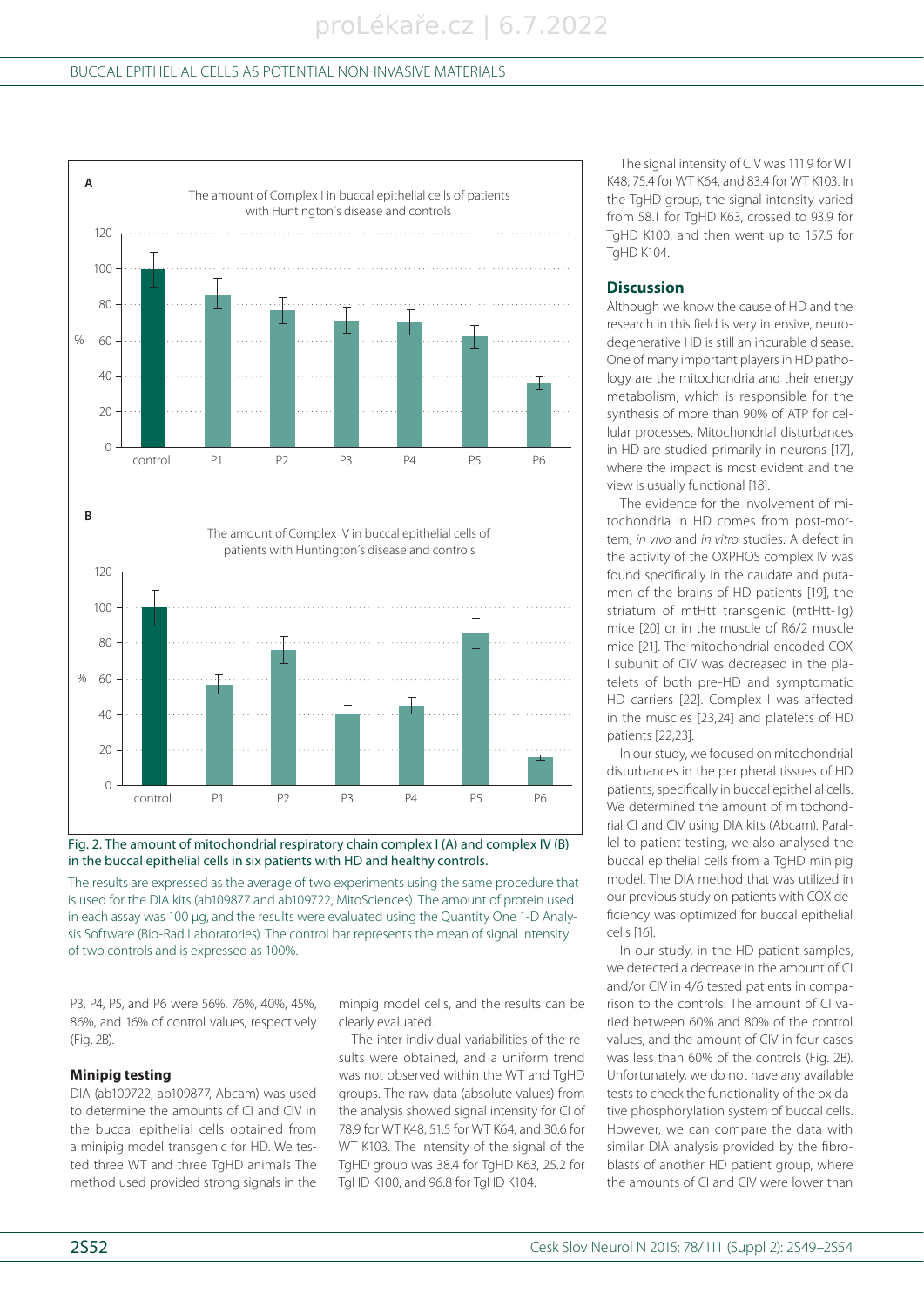**A**

The amount of Complex I in buccal epithelial cells of patients with Huntington´s disease and controls

**B**

The amount of Complex IV in buccal epithelial cells of patients with Huntington´s disease and controls

Fig. 2. The amount of mitochondrial respiratory chain complex I (A) and complex IV (B) in the buccal epithelial cells in six patients with HD and healthy controls.

The results are expressed as the average of two experiments using the same procedure that is used for the DIA kits (ab109877 and ab109722, MitoSciences). The amount of protein used in each assay was 100 µg, and the results were evaluated using the Quantity One 1-D Analysis Software (Bio-Rad Laboratories). The control bar represents the mean of signal intensity of two controls and is expressed as 100%.

P3, P4, P5, and P6 were 56%, 76%, 40%, 45%, 86%, and 16% of control values, respectively (Fig. 2B).

### Minipig testing

DIA (ab109722, ab109877, Abcam) was used to determine the amounts of CI and CIV in the buccal epithelial cells obtained from a minipig model transgenic for HD. We tested three WT and three TgHD animals The method used provided strong signals in the minpig model cells, and the results can be clearly evaluated.

The inter-individual variabilities of the results were obtained, and a uniform trend was not observed within the WT and TgHD groups. The raw data (absolute values) from the analysis showed signal intensity for CI of 78.9 for WT K48, 51.5 for WT K64, and 30.6 for WT K103. The intensity of the signal of the TgHD group was 38.4 for TgHD K63, 25.2 for TgHD K100, and 96.8 for TgHD K104.

The signal intensity of CIV was 111.9 for WT K48, 75.4 for WT K64, and 83.4 for WT K103. In the TgHD group, the signal intensity varied from 58.1 for TgHD K63, crossed to 93.9 for TgHD K100, and then went up to 157.5 for TgHD K104.

## Discussion

Although we know the cause of HD and the research in this field is very intensive, neurodegenerative HD is still an incurable disease. One of many important players in HD pathology are the mitochondria and their energy metabolism, which is responsible for the synthesis of more than 90% of ATP for cellular processes. Mitochondrial disturbances in HD are studied primarily in neurons [17], where the impact is most evident and the view is usually functional [18].

The evidence for the involvement of mitochondria in HD comes from post-mortem, *in vivo* and *in vitro* studies. A defect in the activity of the OXPHOS complex IV was found specifically in the caudate and putamen of the brains of HD patients [19], the striatum of mtHtt transgenic (mtHtt-Tg) mice [20] or in the muscle of R6/2 muscle mice [21]. The mitochondrial-encoded COX I subunit of CIV was decreased in the platelets of both pre-HD and symptomatic HD carriers [22]. Complex I was affected in the muscles [23,24] and platelets of HD patients [22,23].

In our study, we focused on mitochondrial disturbances in the peripheral tissues of HD patients, specifically in buccal epithelial cells. We determined the amount of mitochondrial CI and CIV using DIA kits (Abcam). Parallel to patient testing, we also analysed the buccal epithelial cells from a TgHD minipig model. The DIA method that was utilized in our previous study on patients with COX deficiency was optimized for buccal epithelial cells [16].

In our study, in the HD patient samples, we detected a decrease in the amount of CI and/or CIV in 4/6 tested patients in comparison to the controls. The amount of CI varied between 60% and 80% of the control values, and the amount of CIV in four cases was less than 60% of the controls (Fig. 2B). Unfortunately, we do not have any available tests to check the functionality of the oxidative phosphorylation system of buccal cells. However, we can compare the data with similar DIA analysis provided by the fibroblasts of another HD patient group, where the amounts of CI and CIV were lower than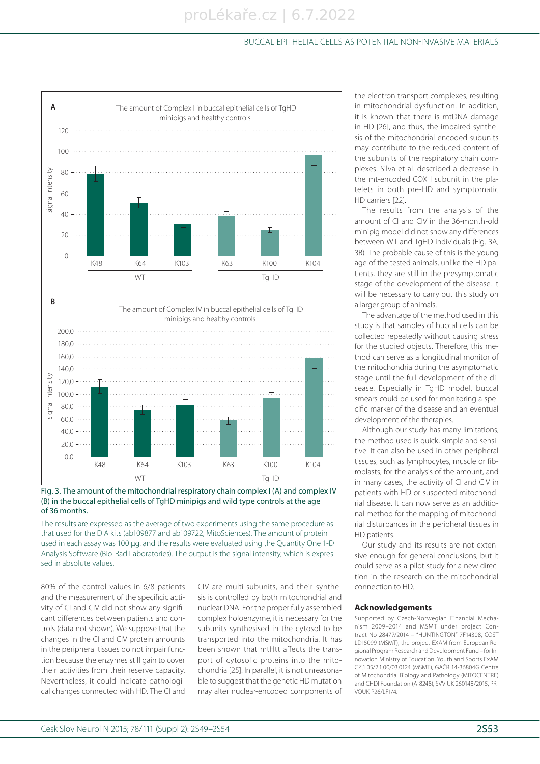Fig. 3. The amount of the mitochondrial respiratory chain complex I (A) and complex IV (B) in the buccal epithelial cells of TgHD minipigs and wild type controls at the age of 36 months.

The results are expressed as the average of two experiments using the same procedure as that used for the DIA kits (ab109877 and ab109722, MitoSciences). The amount of protein used in each assay was 100 μg, and the results were evaluated using the Quantity One 1-D Analysis Software (Bio-Rad Laboratories). The output is the signal intensity, which is expressed in absolute values.

80% of the control values in 6/8 patients and the measurement of the specificic activity of CI and CIV did not show any significant differences between patients and controls (data not shown). We suppose that the changes in the CI and CIV protein amounts in the peripheral tissues do not impair function because the enzymes still gain to cover their activities from their reserve capacity. Nevertheless, it could indicate pathological changes connected with HD. The CI and CIV are multi-subunits, and their synthesis is controlled by both mitochondrial and nuclear DNA. For the proper fully assembled complex holoenzyme, it is necessary for the subunits synthesised in the cytosol to be transported into the mitochondria. It has been shown that mtHtt affects the transport of cytosolic proteins into the mitochondria [25]. In parallel, it is not unreasonable to suggest that the genetic HD mutation may alter nuclear-encoded components of the electron transport complexes, resulting in mitochondrial dysfunction. In addition, it is known that there is mtDNA damage in HD [26], and thus, the impaired synthesis of the mitochondrial-encoded subunits may contribute to the reduced content of the subunits of the respiratory chain complexes. Silva et al. described a decrease in the mt-encoded COX I subunit in the platelets in both pre-HD and symptomatic HD carriers [22].

The results from the analysis of the amount of CI and CIV in the 36-month-old minipig model did not show any differences between WT and TgHD individuals (Fig. 3A, 3B). The probable cause of this is the young age of the tested animals, unlike the HD patients, they are still in the presymptomatic stage of the development of the disease. It will be necessary to carry out this study on a larger group of animals.

The advantage of the method used in this study is that samples of buccal cells can be collected repeatedly without causing stress for the studied objects. Therefore, this method can serve as a longitudinal monitor of the mitochondria during the asymptomatic stage until the full development of the disease. Especially in TgHD model, buccal smears could be used for monitoring a specific marker of the disease and an eventual development of the therapies.

Although our study has many limitations, the method used is quick, simple and sensitive. It can also be used in other peripheral tissues, such as lymphocytes, muscle or fibroblasts, for the analysis of the amount, and in many cases, the activity of CI and CIV in patients with HD or suspected mitochondrial disease. It can now serve as an additional method for the mapping of mitochondrial disturbances in the peripheral tissues in HD patients.

Our study and its results are not extensive enough for general conclusions, but it could serve as a pilot study for a new direction in the research on the mitochondrial connection to HD.

## Acknowledgements

Supported by Czech-Norwegian Financial Mechanism 2009–2014 and MSMT under project Contract No 28477/2014 – "HUNTINGTON" 7F14308, COST LD15099 (MSMT), the project EXAM from European Regional Program Research and Development Fund – for Innovation Ministry of Education, Youth and Sports ExAM CZ.1.05/2.1.00/03.0124 (MSMT), GAČR 14-36804G Centre of Mitochondrial Biology and Pathology (MITOCENTRE) and CHDI Foundation (A-8248), SVV UK 260148/2015, PRVOUK-P26/LF1/4.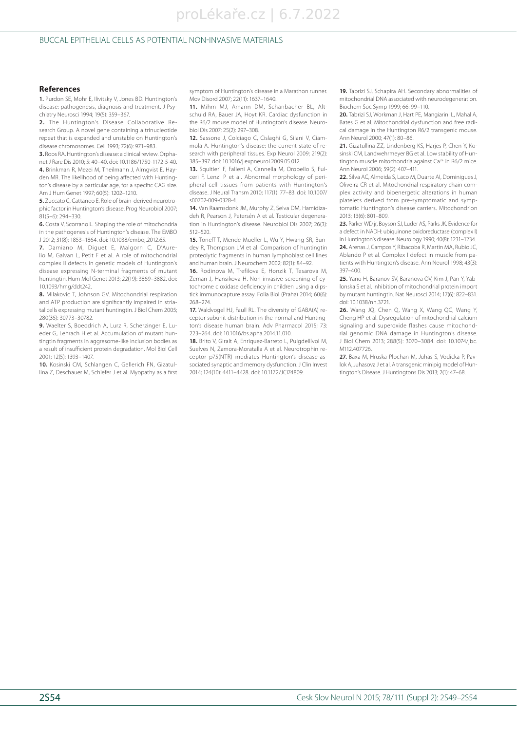## References

**1.** Purdon SE, Mohr E, Ilivitsky V, Jones BD. Huntington's disease: pathogenesis, diagnosis and treatment. J Psychiatry Neurosci 1994; 19(5): 359–367.

**2.** The Huntington's Disease Collaborative Research Group. A novel gene containing a trinucleotide repeat that is expanded and unstable on Huntington's disease chromosomes. Cell 1993; 72(6): 971–983.

**3.** Roos RA. Huntington's disease: a clinical review. Orphanet J Rare Dis 2010; 5: 40–40. doi: 10.1186/1750-1172-5-40.

**4.** Brinkman R, Mezei M, Theilmann J, Almgvist E, Hayden MR. The likelihood of being affected with Huntington's disease by a particular age, for a specific CAG size. Am J Hum Genet 1997; 60(5): 1202–1210.

**5.** Zuccato C, Cattaneo E. Role of brain-derived neurotrophic factor in Huntington's disease. Prog Neurobiol 2007; 81(5–6): 294–330.

**6.** Costa V, Scorrano L. Shaping the role of mitochondria in the pathogenesis of Huntington's disease. The EMBO J 2012; 31(8): 1853–1864. doi: 10.1038/emboj.2012.65.

**7.** Damiano M, Diguet E, Malgorn C, D'Aurelio M, Galvan L, Petit F et al. A role of mitochondrial complex II defects in genetic models of Huntington's disease expressing N-terminal fragments of mutant huntingtin. Hum Mol Genet 2013; 22(19): 3869–3882. doi: 10.1093/hmg/ddt242.

**8.** Milakovic T, Johnson GV. Mitochondrial respiration and ATP production are significantly impaired in striatal cells expressing mutant huntingtin. J Biol Chem 2005; 280(35): 30773–30782.

**9.** Waelter S, Boeddrich A, Lurz R, Scherzinger E, Lueder G, Lehrach H et al. Accumulation of mutant huntingtin fragments in aggresome-like inclusion bodies as a result of insufficient protein degradation. Mol Biol Cell 2001; 12(5): 1393–1407.

**10.** Kosinski CM, Schlangen C, Gellerich FN, Gizatullina Z, Deschauer M, Schiefer J et al. Myopathy as a first symptom of Huntington's disease in a Marathon runner. Mov Disord 2007; 22(11): 1637–1640.

**11.** Mihm MJ, Amann DM, Schanbacher BL, Altschuld RA, Bauer JA, Hoyt KR. Cardiac dysfunction in the R6/2 mouse model of Huntington's disease. Neurobiol Dis 2007; 25(2): 297–308.

**12.** Sassone J, Colciago C, Cislaghi G, Silani V, Ciammola A. Huntington's disease: the current state of research with peripheral tissues. Exp Neurol 2009; 219(2): 385–397. doi: 10.1016/j.expneurol.2009.05.012.

**13.** Squitieri F, Falleni A, Cannella M, Orobello S, Fulceri F, Lenzi P et al. Abnormal morphology of peripheral cell tissues from patients with Huntington's disease. J Neural Transm 2010; 117(1): 77–83. doi: 10.1007/s00702-009-0328-4.

**14.** Van Raamsdonk JM, Murphy Z, Selva DM, Hamidizadeh R, Pearson J, Petersén A et al. Testicular degeneration in Huntington's disease. Neurobiol Dis 2007; 26(3): 512–520.

**15.** Toneff T, Mende-Mueller L, Wu Y, Hwang SR, Bundey R, Thompson LM et al. Comparison of huntingtin proteolytic fragments in human lymphoblast cell lines and human brain. J Neurochem 2002; 82(1): 84–92.

**16.** Rodinova M, Trefilova E, Honzik T, Tesarova M, Zeman J, Hansikova H. Non-invasive screening of cytochrome c oxidase deficiency in children using a dipstick immunocapture assay. Folia Biol (Praha) 2014; 60(6): 268–274.

**17.** Waldvogel HJ, Faull RL. The diversity of GABA(A) receptor subunit distribution in the normal and Huntington's disease human brain. Adv Pharmacol 2015; 73: 223–264. doi: 10.1016/bs.apha.2014.11.010.

**18.** Brito V, Giralt A, Enriquez-Barreto L, Puigdellívol M, Suelves N, Zamora-Moratalla A et al. Neurotrophin receptor p75(NTR) mediates Huntington's disease-associated synaptic and memory dysfunction. J Clin Invest 2014; 124(10): 4411–4428. doi: 10.1172/JCI74809.

**19.** Tabrizi SJ, Schapira AH. Secondary abnormalities of mitochondrial DNA associated with neurodegeneration. Biochem Soc Symp 1999; 66: 99–110.

**20.** Tabrizi SJ, Workman J, Hart PE, Mangiarini L, Mahal A, Bates G et al. Mitochondrial dysfunction and free radical damage in the Huntington R6/2 transgenic mouse. Ann Neurol 2000; 47(1): 80–86.

**21.** Gizatullina ZZ, Lindenberg KS, Harjes P, Chen Y, Kosinski CM, Landwehrmeyer BG et al. Low stability of Huntington muscle mitochondria against $Ca^{2+}$ in R6/2 mice. Ann Neurol 2006; 59(2): 407–411.

**22.** Silva AC, Almeida S, Laco M, Duarte AI, Domingues J, Oliveira CR et al. Mitochondrial respiratory chain complex activity and bioenergetic alterations in human platelets derived from pre-symptomatic and symptomatic Huntington's disease carriers. Mitochondrion 2013; 13(6): 801–809.

**23.** Parker WD jr, Boyson SJ, Luder AS, Parks JK. Evidence for a defect in NADH: ubiquinone oxidoreductase (complex I) in Huntington's disease. Neurology 1990; 40(8): 1231–1234.

**24.** Arenas J, Campos Y, Ribacoba R, Martin MA, Rubio JC, Ablando P et al. Complex I defect in muscle from patients with Huntington's disease. Ann Neurol 1998; 43(3): 397–400.

**25.** Yano H, Baranov SV, Baranova OV, Kim J, Pan Y, Yablonska S et al. Inhibition of mitochondrial protein import by mutant huntingtin. Nat Neurosci 2014; 17(6): 822–831. doi: 10.1038/nn.3721.

**26.** Wang JQ, Chen Q, Wang X, Wang QC, Wang Y, Cheng HP et al. Dysregulation of mitochondrial calcium signaling and superoxide flashes cause mitochondrial genomic DNA damage in Huntington's disease. J Biol Chem 2013; 288(5): 3070–3084. doi: 10.1074/jbc.M112.407726.

**27.** Baxa M, Hruska-Plochan M, Juhas S, Vodicka P, Pavlok A, Juhasova J et al. A transgenic minipig model of Huntington's Disease. J Huntingtons Dis 2013; 2(1): 47–68.